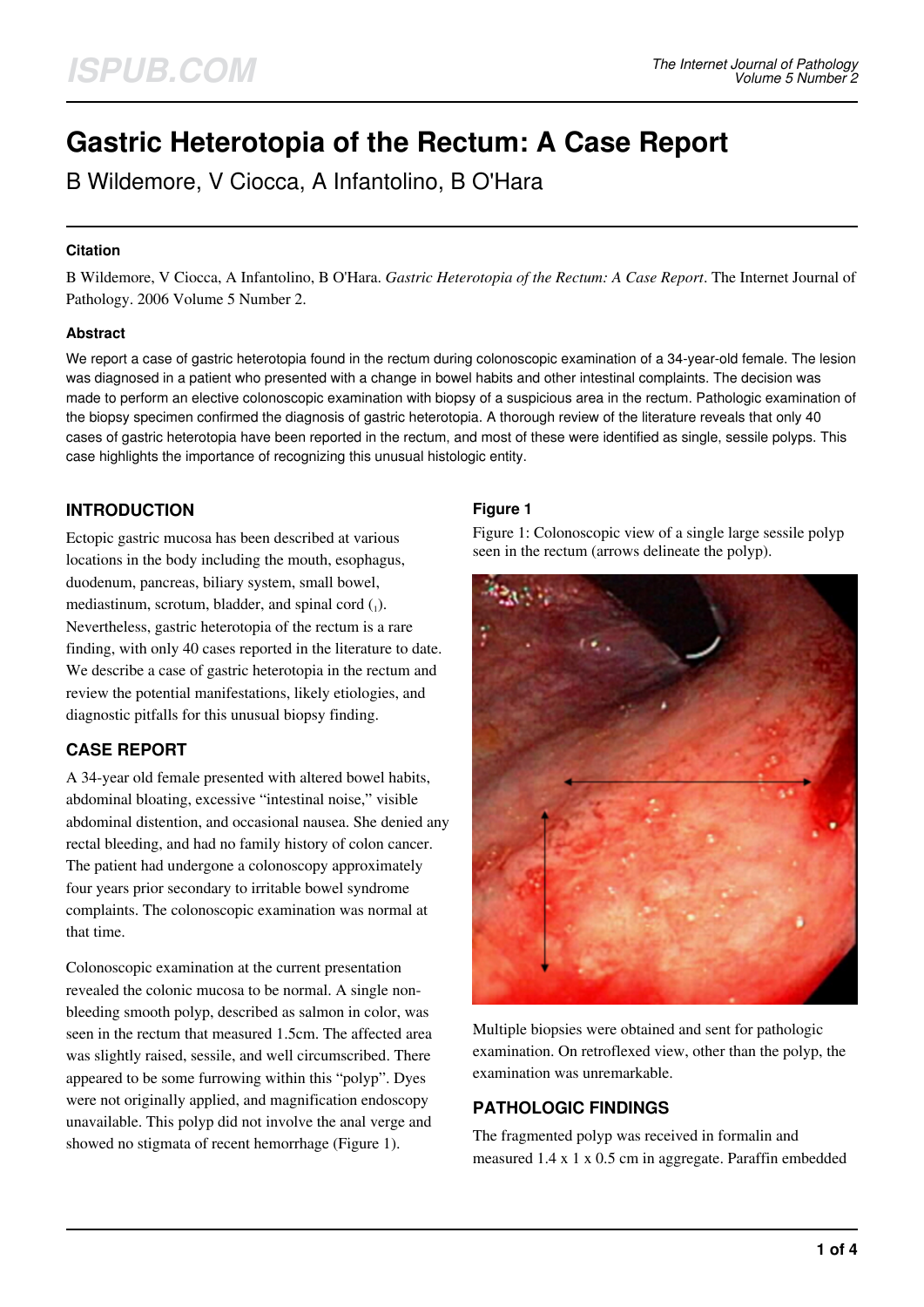# Gastric Heterotopia of the Rectum: A Case Report

B Wildemore, V Ciocca, A Infantolino, B O'Hara

### Citation

B Wildemore, V Ciocca, A Infantolino, B O'Hara. *Gastric Heterotopia of the Rectum: A Case Report*. The Internet Journal of Pathology. 2006 Volume 5 Number 2.

### Abstract

We report a case of gastric heterotopia found in the rectum during colonoscopic examination of a 34-year-old female. The lesion was diagnosed in a patient who presented with a change in bowel habits and other intestinal complaints. The decision was made to perform an elective colonoscopic examination with biopsy of a suspicious area in the rectum. Pathologic examination of the biopsy specimen confirmed the diagnosis of gastric heterotopia. A thorough review of the literature reveals that only 40 cases of gastric heterotopia have been reported in the rectum, and most of these were identified as single, sessile polyps. This case highlights the importance of recognizing this unusual histologic entity.

## INTRODUCTION

Ectopic gastric mucosa has been described at various locations in the body including the mouth, esophagus, duodenum, pancreas, biliary system, small bowel, mediastinum, scrotum, bladder, and spinal cord ([1]). Nevertheless, gastric heterotopia of the rectum is a rare finding, with only 40 cases reported in the literature to date. We describe a case of gastric heterotopia in the rectum and review the potential manifestations, likely etiologies, and diagnostic pitfalls for this unusual biopsy finding.

## CASE REPORT

A 34-year old female presented with altered bowel habits, abdominal bloating, excessive "intestinal noise," visible abdominal distention, and occasional nausea. She denied any rectal bleeding, and had no family history of colon cancer. The patient had undergone a colonoscopy approximately four years prior secondary to irritable bowel syndrome complaints. The colonoscopic examination was normal at that time.

Colonoscopic examination at the current presentation revealed the colonic mucosa to be normal. A single non-bleeding smooth polyp, described as salmon in color, was seen in the rectum that measured 1.5cm. The affected area was slightly raised, sessile, and well circumscribed. There appeared to be some furrowing within this "polyp". Dyes were not originally applied, and magnification endoscopy unavailable. This polyp did not involve the anal verge and showed no stigmata of recent hemorrhage (Figure 1).

### Figure 1

Figure 1: Colonoscopic view of a single large sessile polyp seen in the rectum (arrows delineate the polyp).

Multiple biopsies were obtained and sent for pathologic examination. On retroflexed view, other than the polyp, the examination was unremarkable.

## PATHOLOGIC FINDINGS

The fragmented polyp was received in formalin and measured 1.4 x 1 x 0.5 cm in aggregate. Paraffin embedded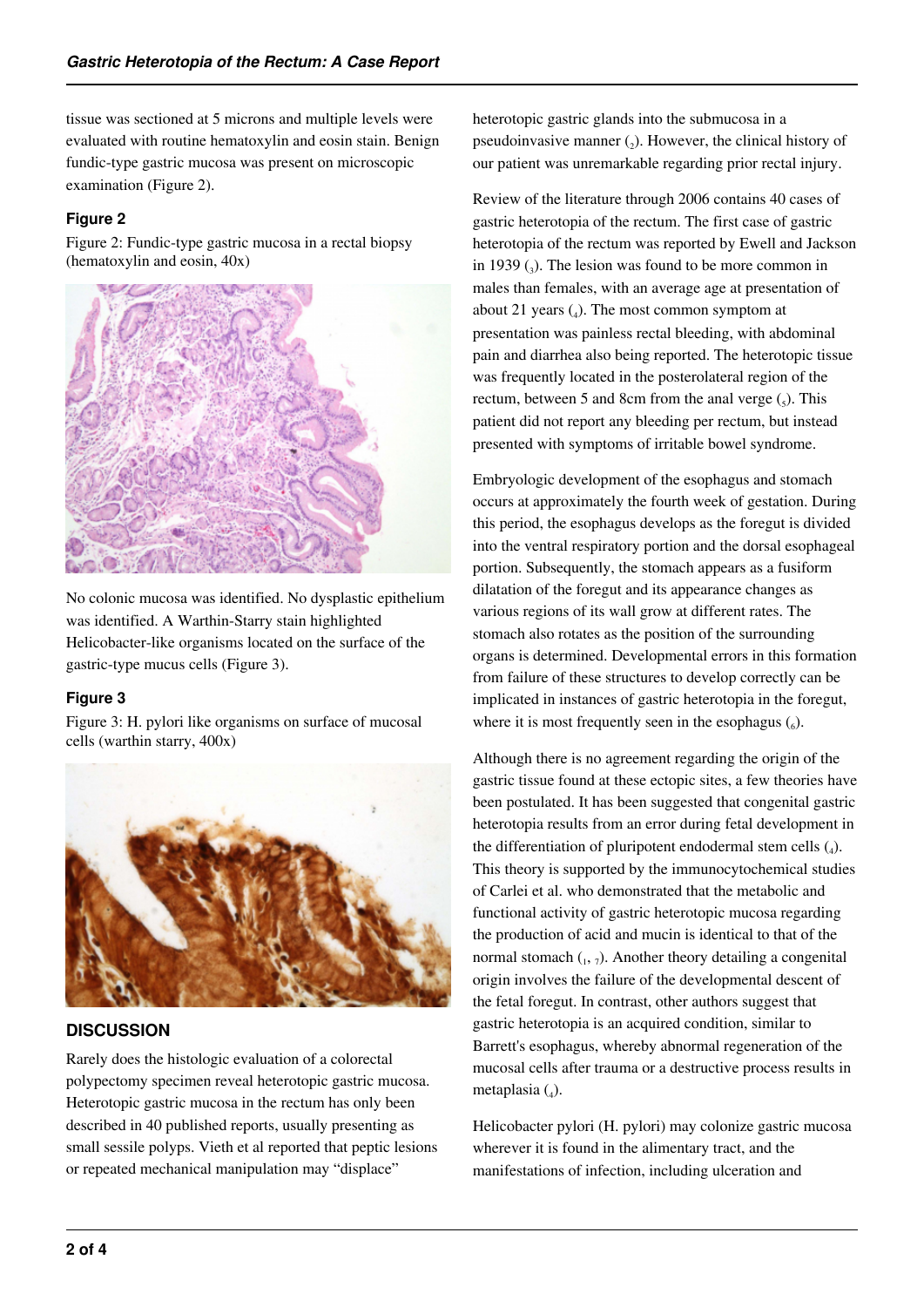tissue was sectioned at 5 microns and multiple levels were evaluated with routine hematoxylin and eosin stain. Benign fundic-type gastric mucosa was present on microscopic examination (Figure 2).

#### Figure 2

Figure 2: Fundic-type gastric mucosa in a rectal biopsy (hematoxylin and eosin, 40x)

No colonic mucosa was identified. No dysplastic epithelium was identified. A Warthin-Starry stain highlighted Helicobacter-like organisms located on the surface of the gastric-type mucus cells (Figure 3).

#### Figure 3

Figure 3: H. pylori like organisms on surface of mucosal cells (warthin starry, 400x)

## DISCUSSION

Rarely does the histologic evaluation of a colorectal polypectomy specimen reveal heterotopic gastric mucosa. Heterotopic gastric mucosa in the rectum has only been described in 40 published reports, usually presenting as small sessile polyps. Vieth et al reported that peptic lesions or repeated mechanical manipulation may "displace" heterotopic gastric glands into the submucosa in a pseudoinvasive manner (2). However, the clinical history of our patient was unremarkable regarding prior rectal injury.

Review of the literature through 2006 contains 40 cases of gastric heterotopia of the rectum. The first case of gastric heterotopia of the rectum was reported by Ewell and Jackson in 1939 (3). The lesion was found to be more common in males than females, with an average age at presentation of about 21 years (4). The most common symptom at presentation was painless rectal bleeding, with abdominal pain and diarrhea also being reported. The heterotopic tissue was frequently located in the posterolateral region of the rectum, between 5 and 8cm from the anal verge (5). This patient did not report any bleeding per rectum, but instead presented with symptoms of irritable bowel syndrome.

Embryologic development of the esophagus and stomach occurs at approximately the fourth week of gestation. During this period, the esophagus develops as the foregut is divided into the ventral respiratory portion and the dorsal esophageal portion. Subsequently, the stomach appears as a fusiform dilatation of the foregut and its appearance changes as various regions of its wall grow at different rates. The stomach also rotates as the position of the surrounding organs is determined. Developmental errors in this formation from failure of these structures to develop correctly can be implicated in instances of gastric heterotopia in the foregut, where it is most frequently seen in the esophagus (6).

Although there is no agreement regarding the origin of the gastric tissue found at these ectopic sites, a few theories have been postulated. It has been suggested that congenital gastric heterotopia results from an error during fetal development in the differentiation of pluripotent endodermal stem cells (4). This theory is supported by the immunocytochemical studies of Carlei et al. who demonstrated that the metabolic and functional activity of gastric heterotopic mucosa regarding the production of acid and mucin is identical to that of the normal stomach (1, 7). Another theory detailing a congenital origin involves the failure of the developmental descent of the fetal foregut. In contrast, other authors suggest that gastric heterotopia is an acquired condition, similar to Barrett's esophagus, whereby abnormal regeneration of the mucosal cells after trauma or a destructive process results in metaplasia (4).

Helicobacter pylori (H. pylori) may colonize gastric mucosa wherever it is found in the alimentary tract, and the manifestations of infection, including ulceration and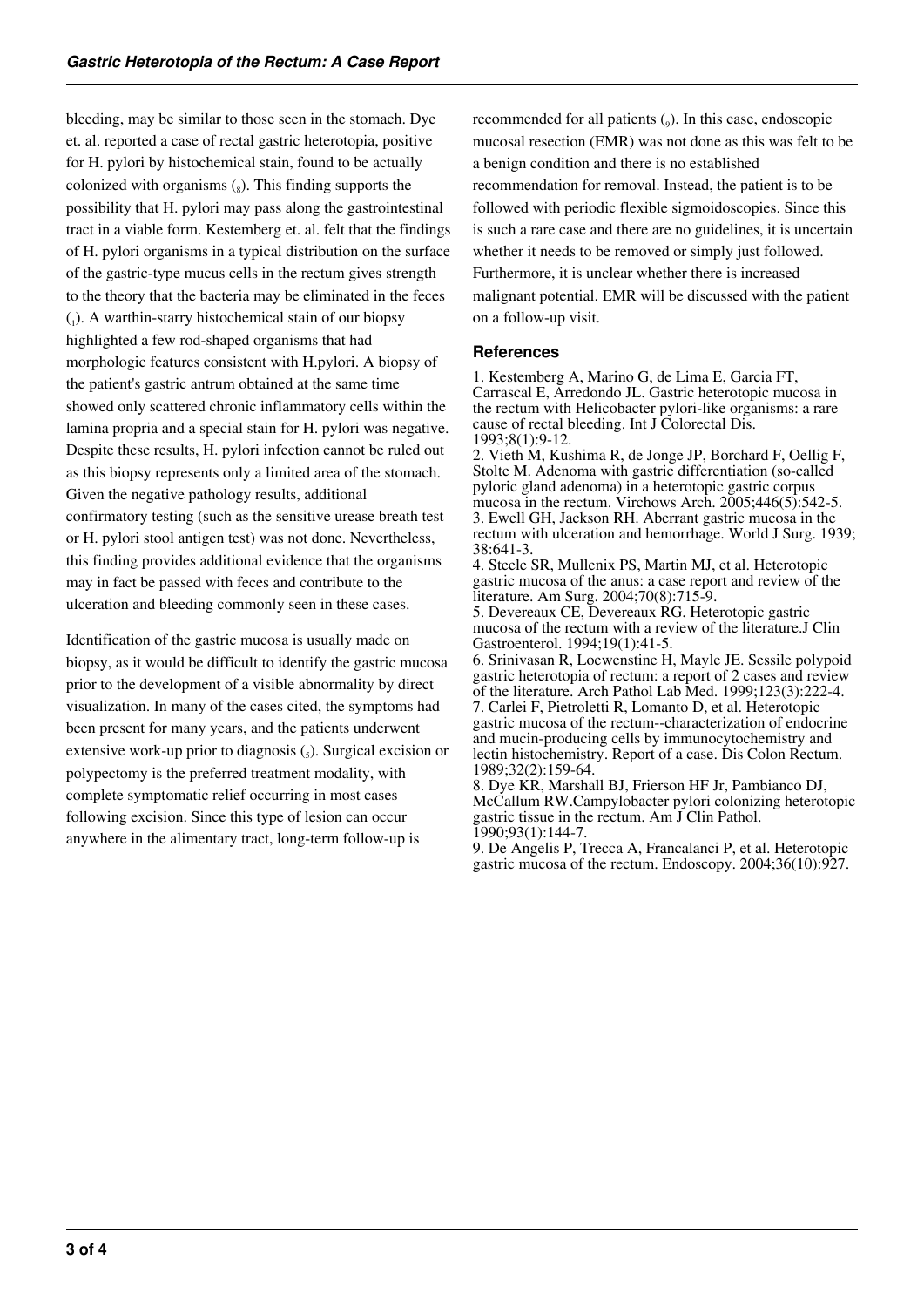bleeding, may be similar to those seen in the stomach. Dye et. al. reported a case of rectal gastric heterotopia, positive for H. pylori by histochemical stain, found to be actually colonized with organisms [8]. This finding supports the possibility that H. pylori may pass along the gastrointestinal tract in a viable form. Kestemberg et. al. felt that the findings of H. pylori organisms in a typical distribution on the surface of the gastric-type mucus cells in the rectum gives strength to the theory that the bacteria may be eliminated in the feces [1]. A warthin-starry histochemical stain of our biopsy highlighted a few rod-shaped organisms that had morphologic features consistent with H.pylori. A biopsy of the patient's gastric antrum obtained at the same time showed only scattered chronic inflammatory cells within the lamina propria and a special stain for H. pylori was negative. Despite these results, H. pylori infection cannot be ruled out as this biopsy represents only a limited area of the stomach. Given the negative pathology results, additional confirmatory testing (such as the sensitive urease breath test or H. pylori stool antigen test) was not done. Nevertheless, this finding provides additional evidence that the organisms may in fact be passed with feces and contribute to the ulceration and bleeding commonly seen in these cases.

Identification of the gastric mucosa is usually made on biopsy, as it would be difficult to identify the gastric mucosa prior to the development of a visible abnormality by direct visualization. In many of the cases cited, the symptoms had been present for many years, and the patients underwent extensive work-up prior to diagnosis [5]. Surgical excision or polypectomy is the preferred treatment modality, with complete symptomatic relief occurring in most cases following excision. Since this type of lesion can occur anywhere in the alimentary tract, long-term follow-up is recommended for all patients [9]. In this case, endoscopic mucosal resection (EMR) was not done as this was felt to be a benign condition and there is no established recommendation for removal. Instead, the patient is to be followed with periodic flexible sigmoidoscopies. Since this is such a rare case and there are no guidelines, it is uncertain whether it needs to be removed or simply just followed. Furthermore, it is unclear whether there is increased malignant potential. EMR will be discussed with the patient on a follow-up visit.

## References

1. Kestemberg A, Marino G, de Lima E, Garcia FT, Carrascal E, Arredondo JL. Gastric heterotopic mucosa in the rectum with Helicobacter pylori-like organisms: a rare cause of rectal bleeding. Int J Colorectal Dis. 1993;8(1):9-12.
2. Vieth M, Kushima R, de Jonge JP, Borchard F, Oellig F, Stolte M. Adenoma with gastric differentiation (so-called pyloric gland adenoma) in a heterotopic gastric corpus mucosa in the rectum. Virchows Arch. 2005;446(5):542-5.
3. Ewell GH, Jackson RH. Aberrant gastric mucosa in the rectum with ulceration and hemorrhage. World J Surg. 1939; 38:641-3.
4. Steele SR, Mullenix PS, Martin MJ, et al. Heterotopic gastric mucosa of the anus: a case report and review of the literature. Am Surg. 2004;70(8):715-9.
5. Devereaux CE, Devereaux RG. Heterotopic gastric mucosa of the rectum with a review of the literature.J Clin Gastroenterol. 1994;19(1):41-5.
6. Srinivasan R, Loewenstine H, Mayle JE. Sessile polypoid gastric heterotopia of rectum: a report of 2 cases and review of the literature. Arch Pathol Lab Med. 1999;123(3):222-4.
7. Carlei F, Pietroletti R, Lomanto D, et al. Heterotopic gastric mucosa of the rectum--characterization of endocrine and mucin-producing cells by immunocytochemistry and lectin histochemistry. Report of a case. Dis Colon Rectum. 1989;32(2):159-64.
8. Dye KR, Marshall BJ, Frierson HF Jr, Pambianco DJ, McCallum RW.Campylobacter pylori colonizing heterotopic gastric tissue in the rectum. Am J Clin Pathol. 1990;93(1):144-7.
9. De Angelis P, Trecca A, Francalanci P, et al. Heterotopic gastric mucosa of the rectum. Endoscopy. 2004;36(10):927.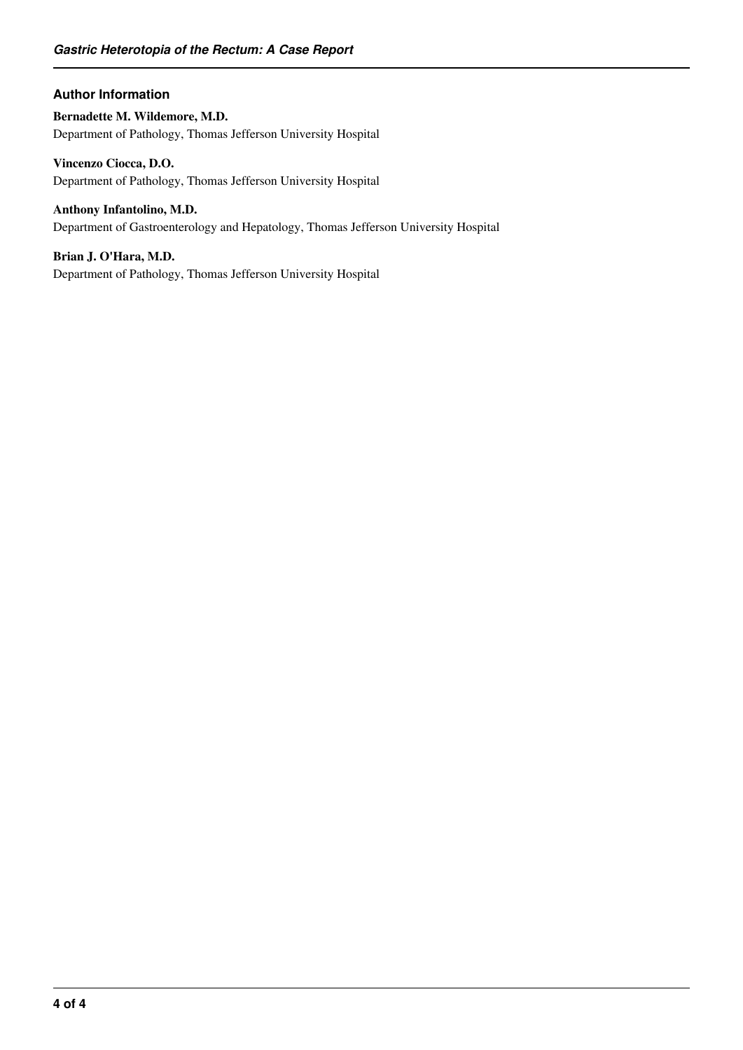## Author Information

**Bernadette M. Wildemore, M.D.**
Department of Pathology, Thomas Jefferson University Hospital

**Vincenzo Ciocca, D.O.**
Department of Pathology, Thomas Jefferson University Hospital

**Anthony Infantolino, M.D.**
Department of Gastroenterology and Hepatology, Thomas Jefferson University Hospital

**Brian J. O'Hara, M.D.**
Department of Pathology, Thomas Jefferson University Hospital